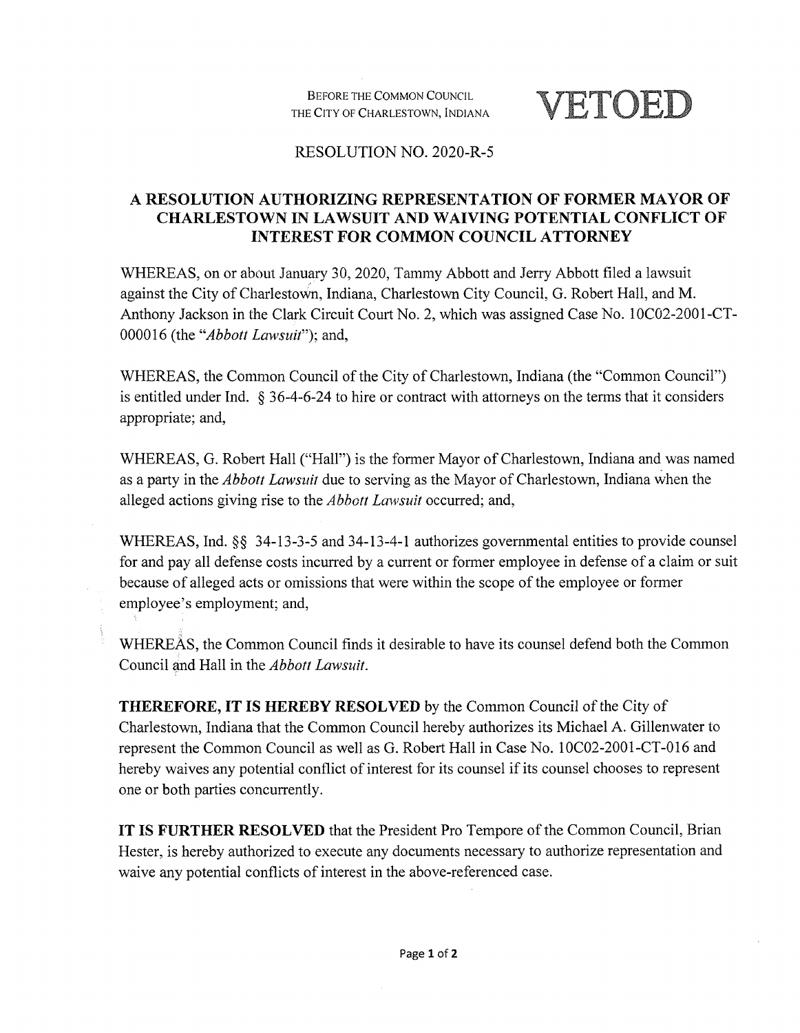BEFORE THE COMMON COUNCIL
THE CITY OF CHARLESTOWN, INDIANA

**VETOED**

RESOLUTION NO. 2020-R-5

## A RESOLUTION AUTHORIZING REPRESENTATION OF FORMER MAYOR OF CHARLESTOWN IN LAWSUIT AND WAIVING POTENTIAL CONFLICT OF INTEREST FOR COMMON COUNCIL ATTORNEY

WHEREAS, on or about January 30, 2020, Tammy Abbott and Jerry Abbott filed a lawsuit against the City of Charlestown, Indiana, Charlestown City Council, G. Robert Hall, and M. Anthony Jackson in the Clark Circuit Court No. 2, which was assigned Case No. 10C02-2001-CT-000016 (the "*Abbott Lawsuit*"); and,

WHEREAS, the Common Council of the City of Charlestown, Indiana (the "Common Council") is entitled under Ind. § 36-4-6-24 to hire or contract with attorneys on the terms that it considers appropriate; and,

WHEREAS, G. Robert Hall ("Hall") is the former Mayor of Charlestown, Indiana and was named as a party in the *Abbott Lawsuit* due to serving as the Mayor of Charlestown, Indiana when the alleged actions giving rise to the *Abbott Lawsuit* occurred; and,

WHEREAS, Ind. §§ 34-13-3-5 and 34-13-4-1 authorizes governmental entities to provide counsel for and pay all defense costs incurred by a current or former employee in defense of a claim or suit because of alleged acts or omissions that were within the scope of the employee or former employee's employment; and,

WHEREAS, the Common Council finds it desirable to have its counsel defend both the Common Council and Hall in the *Abbott Lawsuit*.

**THEREFORE, IT IS HEREBY RESOLVED** by the Common Council of the City of Charlestown, Indiana that the Common Council hereby authorizes its Michael A. Gillenwater to represent the Common Council as well as G. Robert Hall in Case No. 10C02-2001-CT-016 and hereby waives any potential conflict of interest for its counsel if its counsel chooses to represent one or both parties concurrently.

**IT IS FURTHER RESOLVED** that the President Pro Tempore of the Common Council, Brian Hester, is hereby authorized to execute any documents necessary to authorize representation and waive any potential conflicts of interest in the above-referenced case.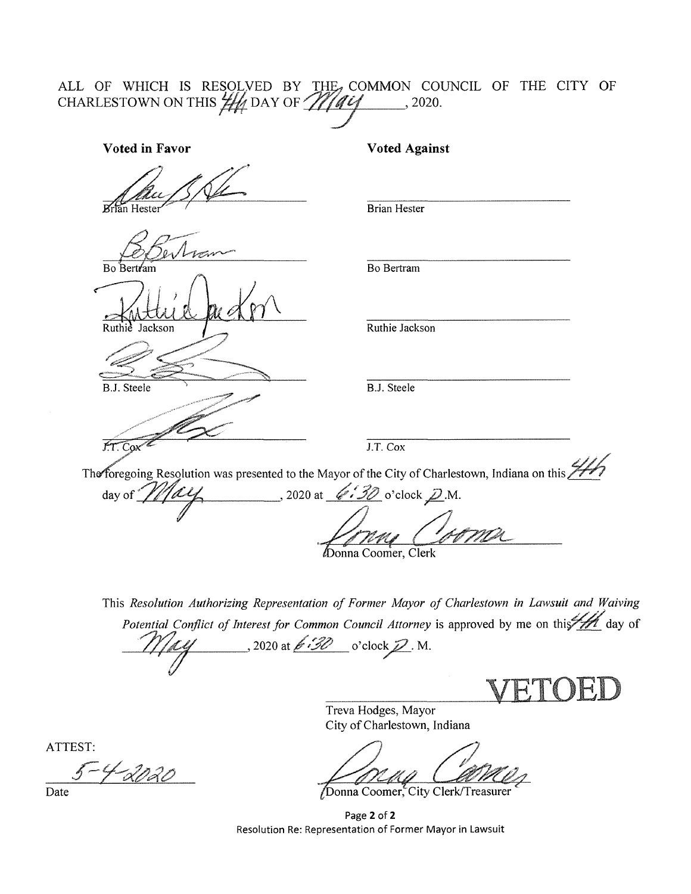ALL OF WHICH IS RESOLVED BY THE COMMON COUNCIL OF THE CITY OF CHARLESTOWN ON THIS 4th DAY OF May, 2020.

| **Voted in Favor** | **Voted Against** |
| --- | --- |
| Brian Hester | Brian Hester |
| Bo Bertram | Bo Bertram |
| Ruthie Jackson | Ruthie Jackson |
| B.J. Steele | B.J. Steele |
| J.T. Cox | J.T. Cox |

The foregoing Resolution was presented to the Mayor of the City of Charlestown, Indiana on this 4th day of May, 2020 at 6:30 o'clock P.M.

Donna Coomer, Clerk

This *Resolution Authorizing Representation of Former Mayor of Charlestown in Lawsuit and Waiving Potential Conflict of Interest for Common Council Attorney* is approved by me on this 4th day of May, 2020 at 6:30 o'clock P. M.

VETOED

Treva Hodges, Mayor
City of Charlestown, Indiana

ATTEST:

5-4-2020
Date

Donna Coomer, City Clerk/Treasurer

Resolution Re: Representation of Former Mayor in Lawsuit